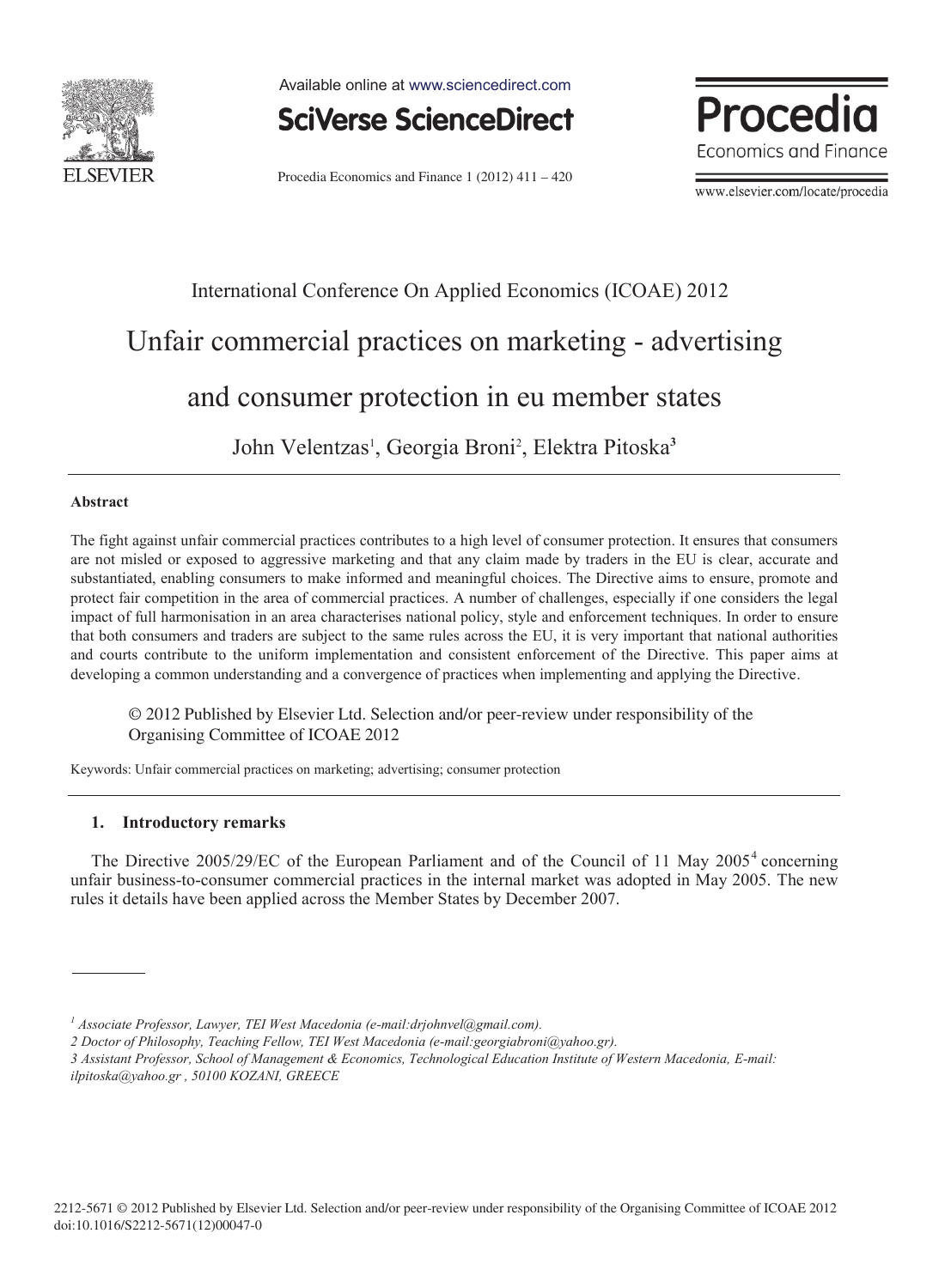International Conference On Applied Economics (ICOAE) 2012

# Unfair commercial practices on marketing - advertising and consumer protection in eu member states

John Velentzas[1], Georgia Broni[2], Elektra Pitoska[3]

### Abstract

The fight against unfair commercial practices contributes to a high level of consumer protection. It ensures that consumers are not misled or exposed to aggressive marketing and that any claim made by traders in the EU is clear, accurate and substantiated, enabling consumers to make informed and meaningful choices. The Directive aims to ensure, promote and protect fair competition in the area of commercial practices. A number of challenges, especially if one considers the legal impact of full harmonisation in an area characterises national policy, style and enforcement techniques. In order to ensure that both consumers and traders are subject to the same rules across the EU, it is very important that national authorities and courts contribute to the uniform implementation and consistent enforcement of the Directive. This paper aims at developing a common understanding and a convergence of practices when implementing and applying the Directive.

© 2012 Published by Elsevier Ltd. Selection and/or peer-review under responsibility of the Organising Committee of ICOAE 2012

Keywords: Unfair commercial practices on marketing; advertising; consumer protection

## 1. Introductory remarks

The Directive 2005/29/EC of the European Parliament and of the Council of 11 May 2005[4] concerning unfair business-to-consumer commercial practices in the internal market was adopted in May 2005. The new rules it details have been applied across the Member States by December 2007.

---

[1] *Associate Professor, Lawyer, TEI West Macedonia (e-mail:drjohnvel@gmail.com).*

[2] *Doctor of Philosophy, Teaching Fellow, TEI West Macedonia (e-mail:georgiabroni@yahoo.gr).*

[3] *Assistant Professor, School of Management & Economics, Technological Education Institute of Western Macedonia, E-mail: ilpitoska@yahoo.gr , 50100 KOZANI, GREECE*

2212-5671 © 2012 Published by Elsevier Ltd. Selection and/or peer-review under responsibility of the Organising Committee of ICOAE 2012
doi:10.1016/S2212-5671(12)00047-0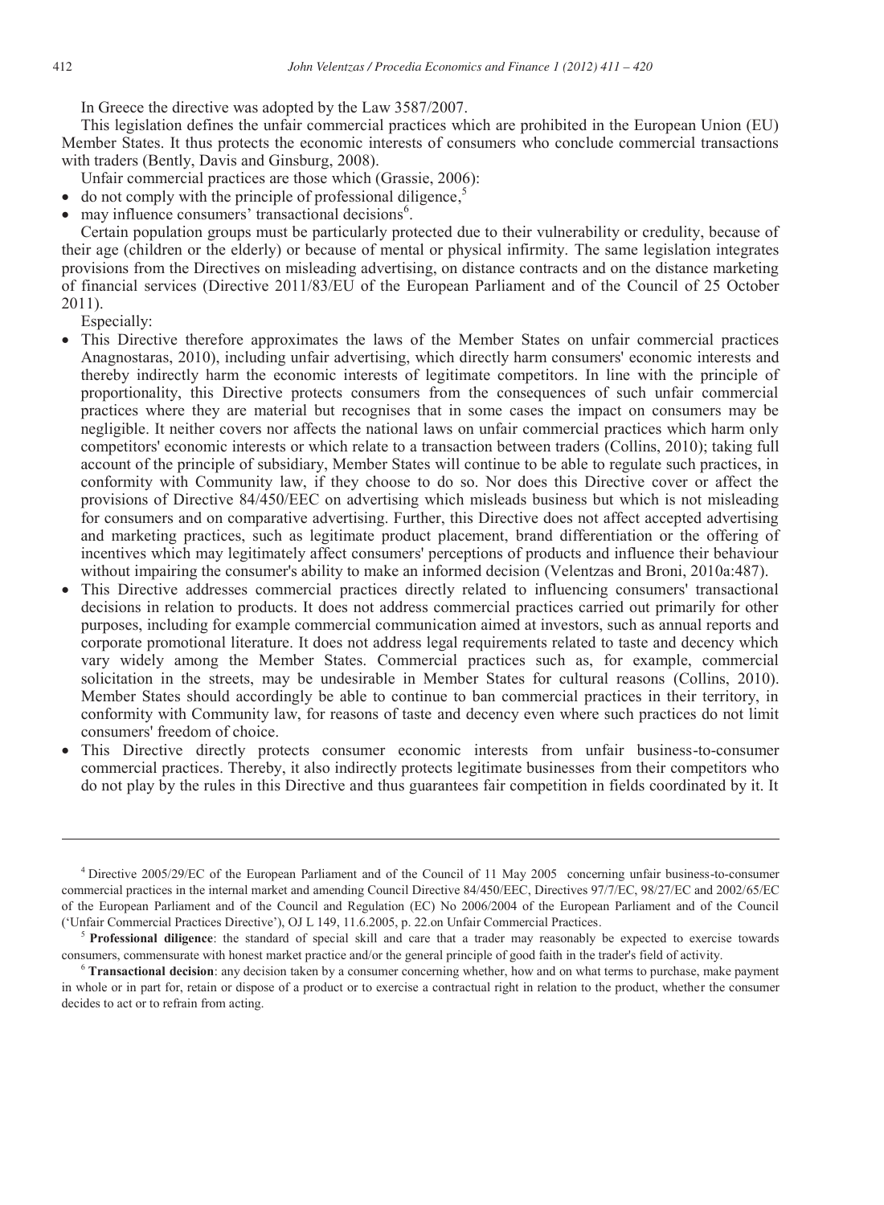In Greece the directive was adopted by the Law 3587/2007.

This legislation defines the unfair commercial practices which are prohibited in the European Union (EU) Member States. It thus protects the economic interests of consumers who conclude commercial transactions with traders (Bently, Davis and Ginsburg, 2008).

Unfair commercial practices are those which (Grassie, 2006):

- do not comply with the principle of professional diligence,[5]
- may influence consumers' transactional decisions[6].

Certain population groups must be particularly protected due to their vulnerability or credulity, because of their age (children or the elderly) or because of mental or physical infirmity. The same legislation integrates provisions from the Directives on misleading advertising, on distance contracts and on the distance marketing of financial services (Directive 2011/83/EU of the European Parliament and of the Council of 25 October 2011).

Especially:

- This Directive therefore approximates the laws of the Member States on unfair commercial practices Anagnostaras, 2010), including unfair advertising, which directly harm consumers' economic interests and thereby indirectly harm the economic interests of legitimate competitors. In line with the principle of proportionality, this Directive protects consumers from the consequences of such unfair commercial practices where they are material but recognises that in some cases the impact on consumers may be negligible. It neither covers nor affects the national laws on unfair commercial practices which harm only competitors' economic interests or which relate to a transaction between traders (Collins, 2010); taking full account of the principle of subsidiary, Member States will continue to be able to regulate such practices, in conformity with Community law, if they choose to do so. Nor does this Directive cover or affect the provisions of Directive 84/450/EEC on advertising which misleads business but which is not misleading for consumers and on comparative advertising. Further, this Directive does not affect accepted advertising and marketing practices, such as legitimate product placement, brand differentiation or the offering of incentives which may legitimately affect consumers' perceptions of products and influence their behaviour without impairing the consumer's ability to make an informed decision (Velentzas and Broni, 2010a:487).
- This Directive addresses commercial practices directly related to influencing consumers' transactional decisions in relation to products. It does not address commercial practices carried out primarily for other purposes, including for example commercial communication aimed at investors, such as annual reports and corporate promotional literature. It does not address legal requirements related to taste and decency which vary widely among the Member States. Commercial practices such as, for example, commercial solicitation in the streets, may be undesirable in Member States for cultural reasons (Collins, 2010). Member States should accordingly be able to continue to ban commercial practices in their territory, in conformity with Community law, for reasons of taste and decency even where such practices do not limit consumers' freedom of choice.
- This Directive directly protects consumer economic interests from unfair business-to-consumer commercial practices. Thereby, it also indirectly protects legitimate businesses from their competitors who do not play by the rules in this Directive and thus guarantees fair competition in fields coordinated by it. It

---

[4] Directive 2005/29/EC of the European Parliament and of the Council of 11 May 2005 concerning unfair business-to-consumer commercial practices in the internal market and amending Council Directive 84/450/EEC, Directives 97/7/EC, 98/27/EC and 2002/65/EC of the European Parliament and of the Council and Regulation (EC) No 2006/2004 of the European Parliament and of the Council ('Unfair Commercial Practices Directive'), OJ L 149, 11.6.2005, p. 22.on Unfair Commercial Practices.

[5] **Professional diligence**: the standard of special skill and care that a trader may reasonably be expected to exercise towards consumers, commensurate with honest market practice and/or the general principle of good faith in the trader's field of activity.

[6] **Transactional decision**: any decision taken by a consumer concerning whether, how and on what terms to purchase, make payment in whole or in part for, retain or dispose of a product or to exercise a contractual right in relation to the product, whether the consumer decides to act or to refrain from acting.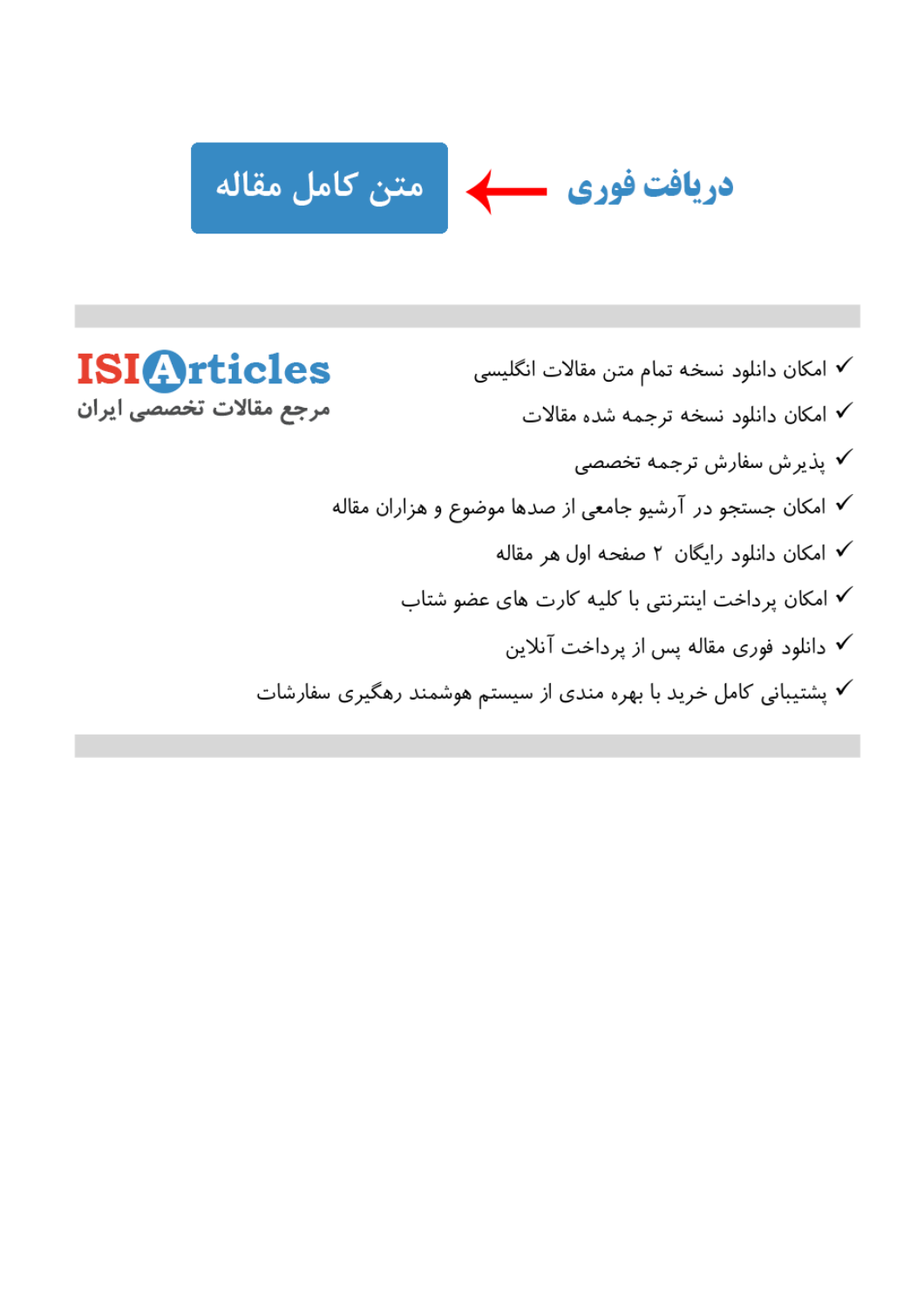دریافت فوری ← **متن کامل مقاله**

**ISIArticles**
مرجع مقالات تخصصی ایران

- ✓ امکان دانلود نسخه تمام متن مقالات انگلیسی
- ✓ امکان دانلود نسخه ترجمه شده مقالات
- ✓ پذیرش سفارش ترجمه تخصصی
- ✓ امکان جستجو در آرشیو جامعی از صدها موضوع و هزاران مقاله
- ✓ امکان دانلود رایگان ۲ صفحه اول هر مقاله
- ✓ امکان پرداخت اینترنتی با کلیه کارت های عضو شتاب
- ✓ دانلود فوری مقاله پس از پرداخت آنلاین
- ✓ پشتیبانی کامل خرید با بهره مندی از سیستم هوشمند رهگیری سفارشات